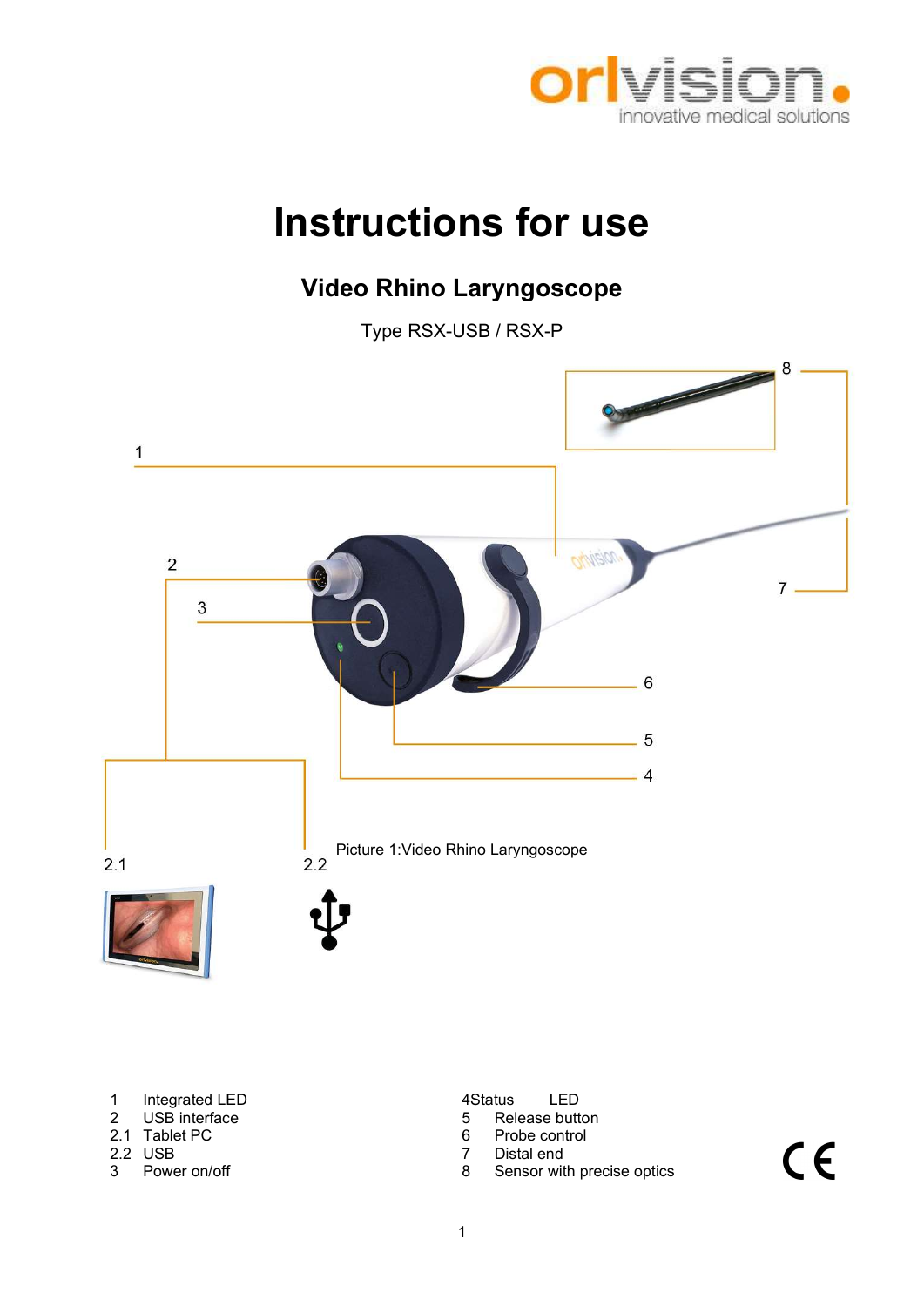# Instructions for use

## Video Rhino Laryngoscope

Type RSX-USB / RSX-P

Picture 1:Video Rhino Laryngoscope

1 Integrated LED
2 USB interface
2.1 Tablet PC
2.2 USB
3 Power on/off

4 Status LED
5 Release button
6 Probe control
7 Distal end
8 Sensor with precise optics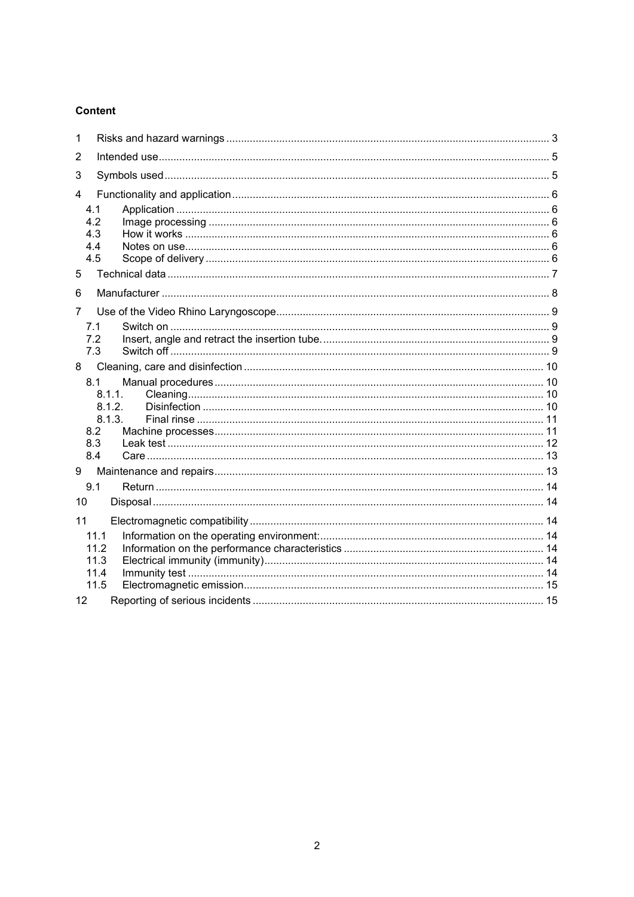**Content**

1 Risks and hazard warnings ............................................................................................................ 3

2 Intended use.................................................................................................................................. 5

3 Symbols used ................................................................................................................................ 5

4 Functionality and application .......................................................................................................... 6

- 4.1 Application ............................................................................................................................. 6
- 4.2 Image processing .................................................................................................................. 6
- 4.3 How it works .......................................................................................................................... 6
- 4.4 Notes on use.......................................................................................................................... 6
- 4.5 Scope of delivery ................................................................................................................... 6

5 Technical data ................................................................................................................................ 7

6 Manufacturer .................................................................................................................................. 8

7 Use of the Video Rhino Laryngoscope............................................................................................ 9

- 7.1 Switch on ............................................................................................................................... 9
- 7.2 Insert, angle and retract the insertion tube. ............................................................................ 9
- 7.3 Switch off ............................................................................................................................... 9

8 Cleaning, care and disinfection .................................................................................................... 10

- 8.1 Manual procedures .............................................................................................................. 10
  - 8.1.1. Cleaning....................................................................................................................... 10
  - 8.1.2. Disinfection .................................................................................................................. 10
  - 8.1.3. Final rinse .................................................................................................................... 11
- 8.2 Machine processes.............................................................................................................. 11
- 8.3 Leak test .............................................................................................................................. 12
- 8.4 Care ..................................................................................................................................... 13

9 Maintenance and repairs.............................................................................................................. 13

- 9.1 Return .................................................................................................................................. 14

10 Disposal ................................................................................................................................... 14

11 Electromagnetic compatibility .................................................................................................. 14

- 11.1 Information on the operating environment:........................................................................... 14
- 11.2 Information on the performance characteristics ................................................................... 14
- 11.3 Electrical immunity (immunity)............................................................................................. 14
- 11.4 Immunity test ....................................................................................................................... 14
- 11.5 Electromagnetic emission.................................................................................................... 15

12 Reporting of serious incidents ................................................................................................. 15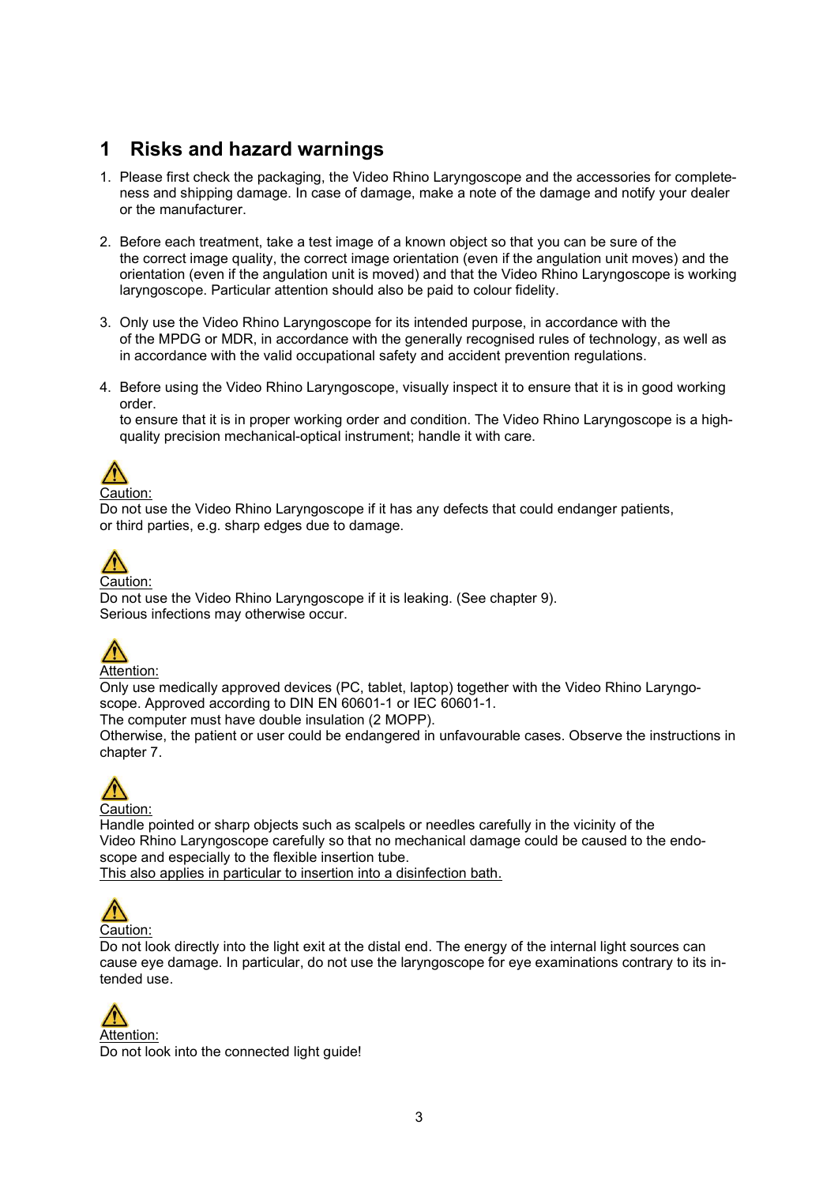# 1 Risks and hazard warnings

1. Please first check the packaging, the Video Rhino Laryngoscope and the accessories for completeness and shipping damage. In case of damage, make a note of the damage and notify your dealer or the manufacturer.

2. Before each treatment, take a test image of a known object so that you can be sure of the the correct image quality, the correct image orientation (even if the angulation unit moves) and the orientation (even if the angulation unit is moved) and that the Video Rhino Laryngoscope is working laryngoscope. Particular attention should also be paid to colour fidelity.

3. Only use the Video Rhino Laryngoscope for its intended purpose, in accordance with the of the MPDG or MDR, in accordance with the generally recognised rules of technology, as well as in accordance with the valid occupational safety and accident prevention regulations.

4. Before using the Video Rhino Laryngoscope, visually inspect it to ensure that it is in good working order.
   to ensure that it is in proper working order and condition. The Video Rhino Laryngoscope is a high-quality precision mechanical-optical instrument; handle it with care.

⚠ Caution:
Do not use the Video Rhino Laryngoscope if it has any defects that could endanger patients, or third parties, e.g. sharp edges due to damage.

⚠ Caution:
Do not use the Video Rhino Laryngoscope if it is leaking. (See chapter 9).
Serious infections may otherwise occur.

⚠ Attention:
Only use medically approved devices (PC, tablet, laptop) together with the Video Rhino Laryngoscope. Approved according to DIN EN 60601-1 or IEC 60601-1.
The computer must have double insulation (2 MOPP).
Otherwise, the patient or user could be endangered in unfavourable cases. Observe the instructions in chapter 7.

⚠ Caution:
Handle pointed or sharp objects such as scalpels or needles carefully in the vicinity of the Video Rhino Laryngoscope carefully so that no mechanical damage could be caused to the endoscope and especially to the flexible insertion tube.
This also applies in particular to insertion into a disinfection bath.

⚠ Caution:
Do not look directly into the light exit at the distal end. The energy of the internal light sources can cause eye damage. In particular, do not use the laryngoscope for eye examinations contrary to its intended use.

⚠ Attention:
Do not look into the connected light guide!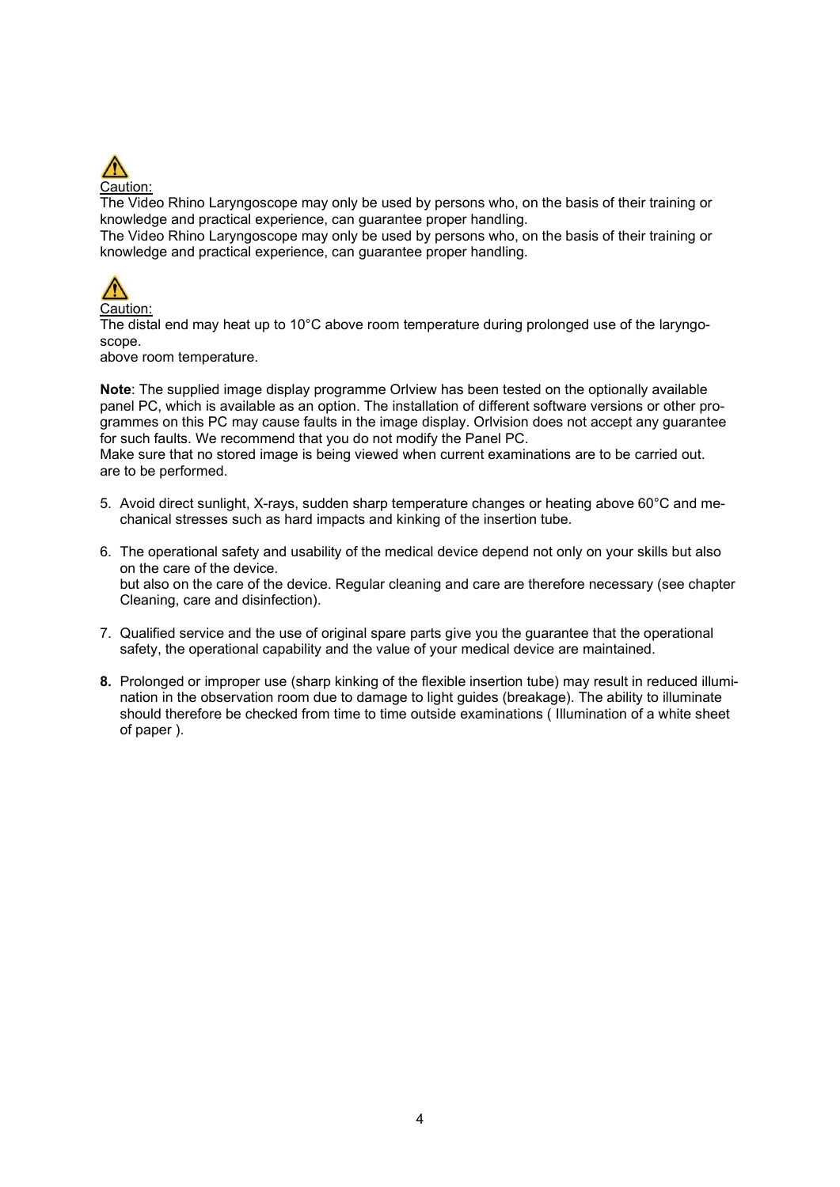⚠

Caution:

The Video Rhino Laryngoscope may only be used by persons who, on the basis of their training or knowledge and practical experience, can guarantee proper handling.
The Video Rhino Laryngoscope may only be used by persons who, on the basis of their training or knowledge and practical experience, can guarantee proper handling.

⚠

Caution:

The distal end may heat up to 10°C above room temperature during prolonged use of the laryngo-scope.
above room temperature.

**Note**: The supplied image display programme Orlview has been tested on the optionally available panel PC, which is available as an option. The installation of different software versions or other programmes on this PC may cause faults in the image display. Orlvision does not accept any guarantee for such faults. We recommend that you do not modify the Panel PC.
Make sure that no stored image is being viewed when current examinations are to be carried out.
are to be performed.

5. Avoid direct sunlight, X-rays, sudden sharp temperature changes or heating above 60°C and mechanical stresses such as hard impacts and kinking of the insertion tube.

6. The operational safety and usability of the medical device depend not only on your skills but also on the care of the device.
   but also on the care of the device. Regular cleaning and care are therefore necessary (see chapter Cleaning, care and disinfection).

7. Qualified service and the use of original spare parts give you the guarantee that the operational safety, the operational capability and the value of your medical device are maintained.

8. Prolonged or improper use (sharp kinking of the flexible insertion tube) may result in reduced illumination in the observation room due to damage to light guides (breakage). The ability to illuminate should therefore be checked from time to time outside examinations ( Illumination of a white sheet of paper ).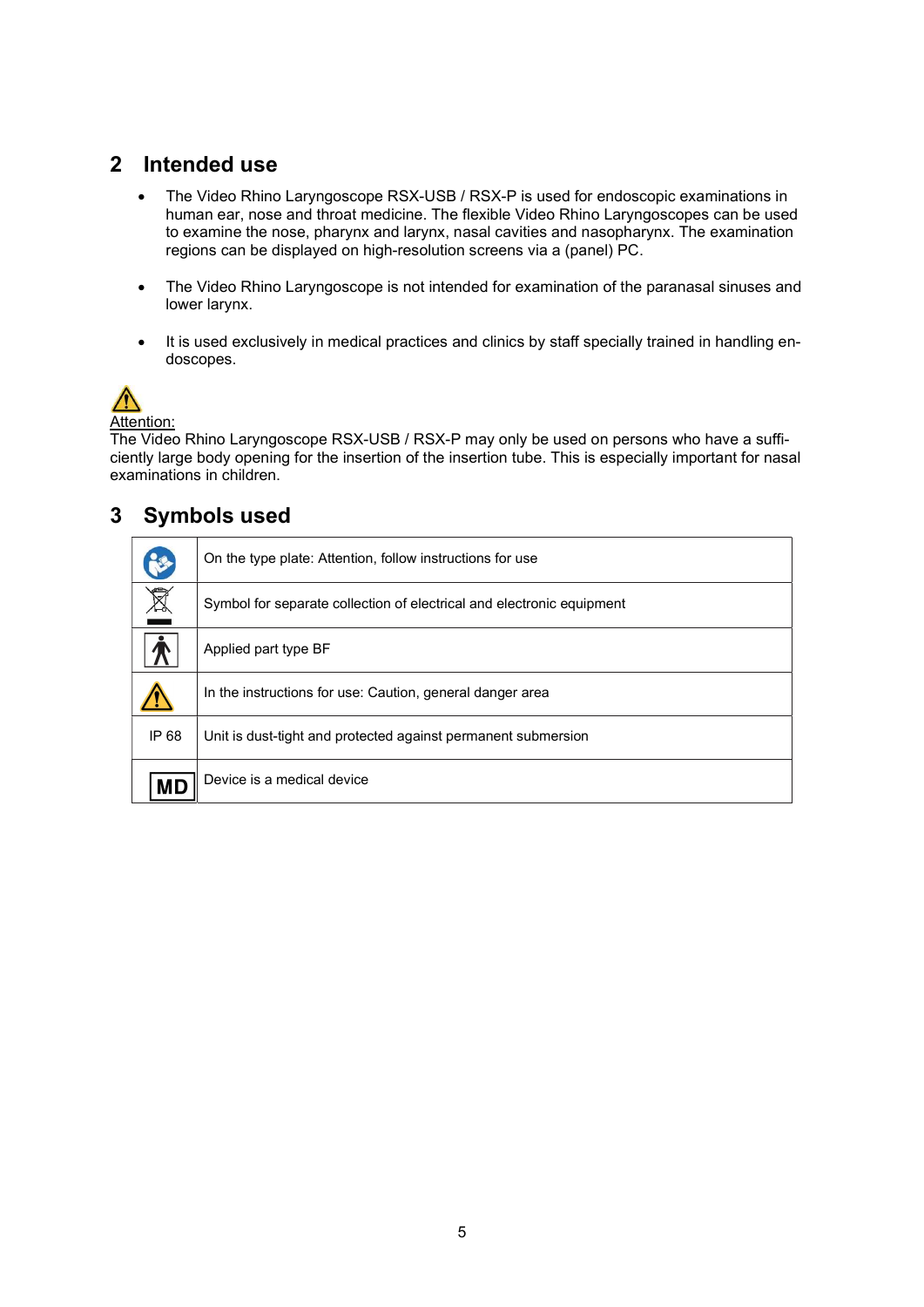## 2 Intended use

- The Video Rhino Laryngoscope RSX-USB / RSX-P is used for endoscopic examinations in human ear, nose and throat medicine. The flexible Video Rhino Laryngoscopes can be used to examine the nose, pharynx and larynx, nasal cavities and nasopharynx. The examination regions can be displayed on high-resolution screens via a (panel) PC.

- The Video Rhino Laryngoscope is not intended for examination of the paranasal sinuses and lower larynx.

- It is used exclusively in medical practices and clinics by staff specially trained in handling endoscopes.

Attention:
The Video Rhino Laryngoscope RSX-USB / RSX-P may only be used on persons who have a sufficiently large body opening for the insertion of the insertion tube. This is especially important for nasal examinations in children.

## 3 Symbols used

| | |
|---|---|
| | On the type plate: Attention, follow instructions for use |
| | Symbol for separate collection of electrical and electronic equipment |
| | Applied part type BF |
| | In the instructions for use: Caution, general danger area |
| IP 68 | Unit is dust-tight and protected against permanent submersion |
| MD | Device is a medical device |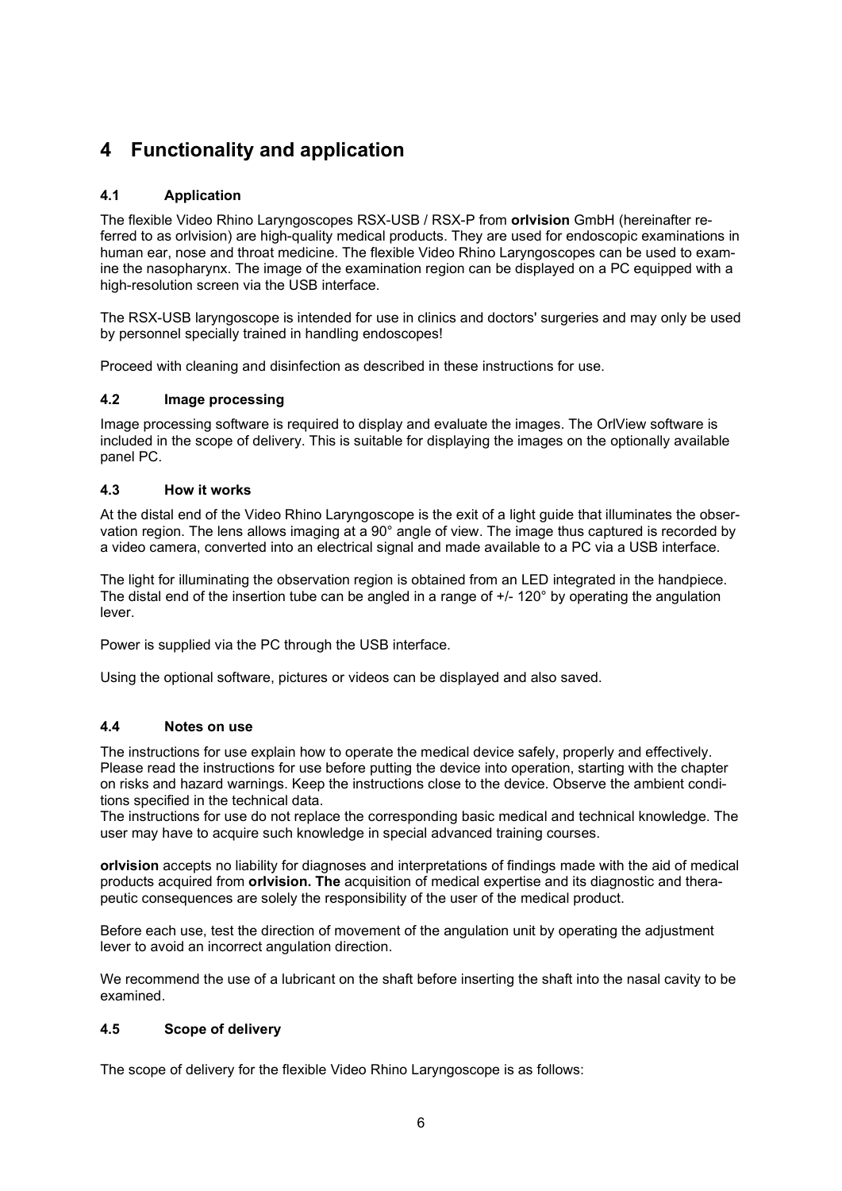# 4 Functionality and application

## 4.1 Application

The flexible Video Rhino Laryngoscopes RSX-USB / RSX-P from **orlvision** GmbH (hereinafter referred to as orlvision) are high-quality medical products. They are used for endoscopic examinations in human ear, nose and throat medicine. The flexible Video Rhino Laryngoscopes can be used to examine the nasopharynx. The image of the examination region can be displayed on a PC equipped with a high-resolution screen via the USB interface.

The RSX-USB laryngoscope is intended for use in clinics and doctors' surgeries and may only be used by personnel specially trained in handling endoscopes!

Proceed with cleaning and disinfection as described in these instructions for use.

## 4.2 Image processing

Image processing software is required to display and evaluate the images. The OrlView software is included in the scope of delivery. This is suitable for displaying the images on the optionally available panel PC.

## 4.3 How it works

At the distal end of the Video Rhino Laryngoscope is the exit of a light guide that illuminates the observation region. The lens allows imaging at a 90° angle of view. The image thus captured is recorded by a video camera, converted into an electrical signal and made available to a PC via a USB interface.

The light for illuminating the observation region is obtained from an LED integrated in the handpiece. The distal end of the insertion tube can be angled in a range of +/- 120° by operating the angulation lever.

Power is supplied via the PC through the USB interface.

Using the optional software, pictures or videos can be displayed and also saved.

## 4.4 Notes on use

The instructions for use explain how to operate the medical device safely, properly and effectively. Please read the instructions for use before putting the device into operation, starting with the chapter on risks and hazard warnings. Keep the instructions close to the device. Observe the ambient conditions specified in the technical data.
The instructions for use do not replace the corresponding basic medical and technical knowledge. The user may have to acquire such knowledge in special advanced training courses.

**orlvision** accepts no liability for diagnoses and interpretations of findings made with the aid of medical products acquired from **orlvision. The** acquisition of medical expertise and its diagnostic and therapeutic consequences are solely the responsibility of the user of the medical product.

Before each use, test the direction of movement of the angulation unit by operating the adjustment lever to avoid an incorrect angulation direction.

We recommend the use of a lubricant on the shaft before inserting the shaft into the nasal cavity to be examined.

## 4.5 Scope of delivery

The scope of delivery for the flexible Video Rhino Laryngoscope is as follows: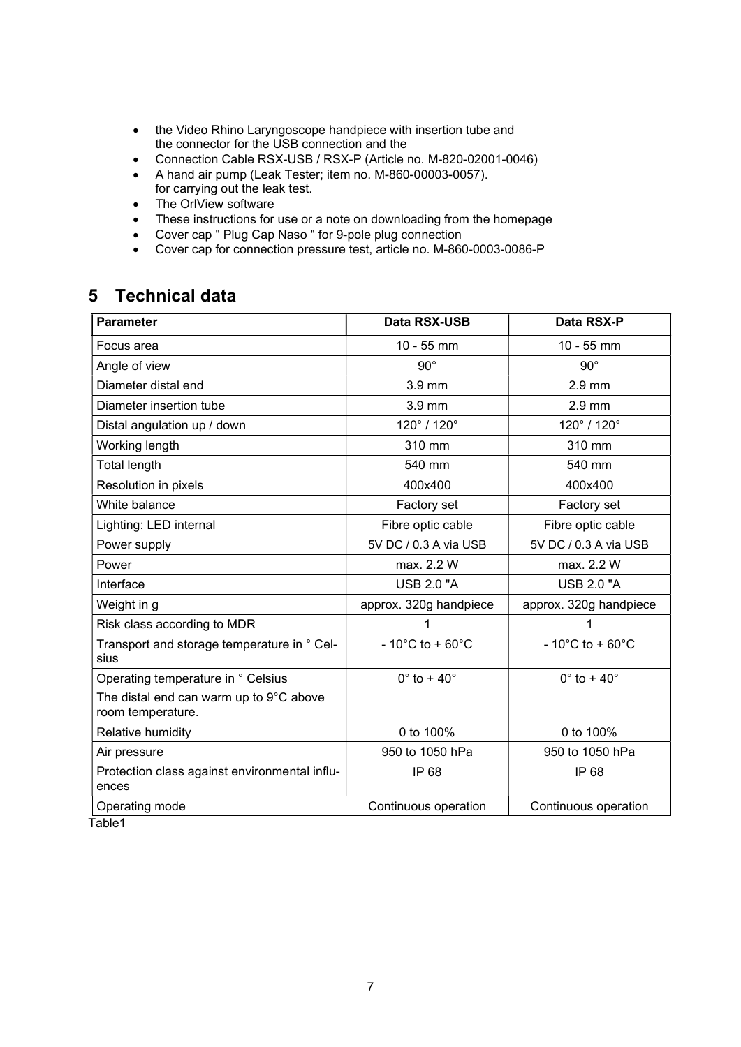- the Video Rhino Laryngoscope handpiece with insertion tube and the connector for the USB connection and the
- Connection Cable RSX-USB / RSX-P (Article no. M-820-02001-0046)
- A hand air pump (Leak Tester; item no. M-860-00003-0057). for carrying out the leak test.
- The OrlView software
- These instructions for use or a note on downloading from the homepage
- Cover cap " Plug Cap Naso " for 9-pole plug connection
- Cover cap for connection pressure test, article no. M-860-0003-0086-P

# 5 Technical data

| Parameter | Data RSX-USB | Data RSX-P |
|---|---|---|
| Focus area | 10 - 55 mm | 10 - 55 mm |
| Angle of view | 90° | 90° |
| Diameter distal end | 3.9 mm | 2.9 mm |
| Diameter insertion tube | 3.9 mm | 2.9 mm |
| Distal angulation up / down | 120° / 120° | 120° / 120° |
| Working length | 310 mm | 310 mm |
| Total length | 540 mm | 540 mm |
| Resolution in pixels | 400x400 | 400x400 |
| White balance | Factory set | Factory set |
| Lighting: LED internal | Fibre optic cable | Fibre optic cable |
| Power supply | 5V DC / 0.3 A via USB | 5V DC / 0.3 A via USB |
| Power | max. 2.2 W | max. 2.2 W |
| Interface | USB 2.0 "A | USB 2.0 "A |
| Weight in g | approx. 320g handpiece | approx. 320g handpiece |
| Risk class according to MDR | 1 | 1 |
| Transport and storage temperature in ° Celsius | - 10°C to + 60°C | - 10°C to + 60°C |
| Operating temperature in ° Celsius<br>The distal end can warm up to 9°C above room temperature. | 0° to + 40° | 0° to + 40° |
| Relative humidity | 0 to 100% | 0 to 100% |
| Air pressure | 950 to 1050 hPa | 950 to 1050 hPa |
| Protection class against environmental influences | IP 68 | IP 68 |
| Operating mode | Continuous operation | Continuous operation |

Table1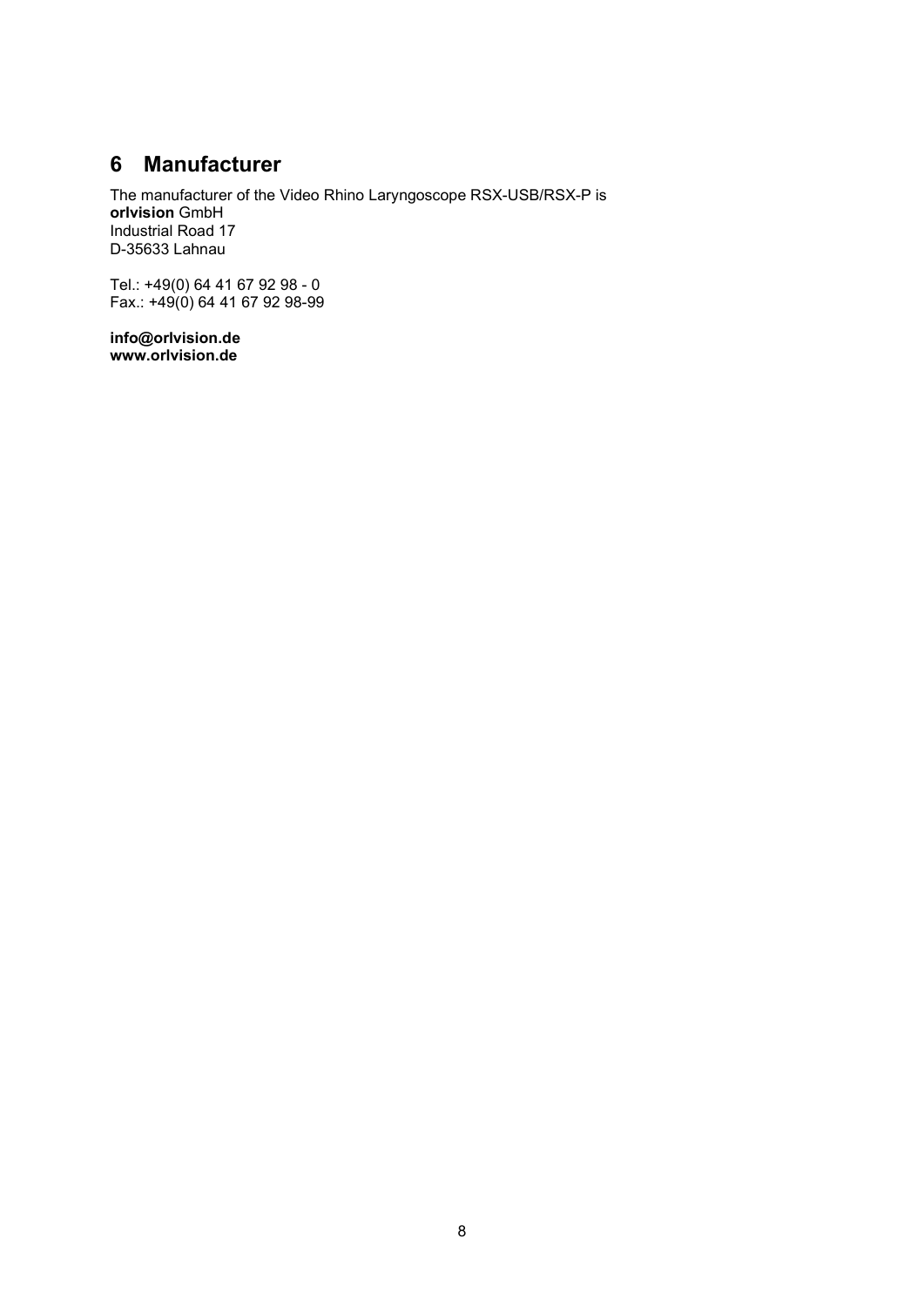# 6 Manufacturer

The manufacturer of the Video Rhino Laryngoscope RSX-USB/RSX-P is
**orlvision** GmbH
Industrial Road 17
D-35633 Lahnau

Tel.: +49(0) 64 41 67 92 98 - 0
Fax.: +49(0) 64 41 67 92 98-99

**info@orlvision.de**
**www.orlvision.de**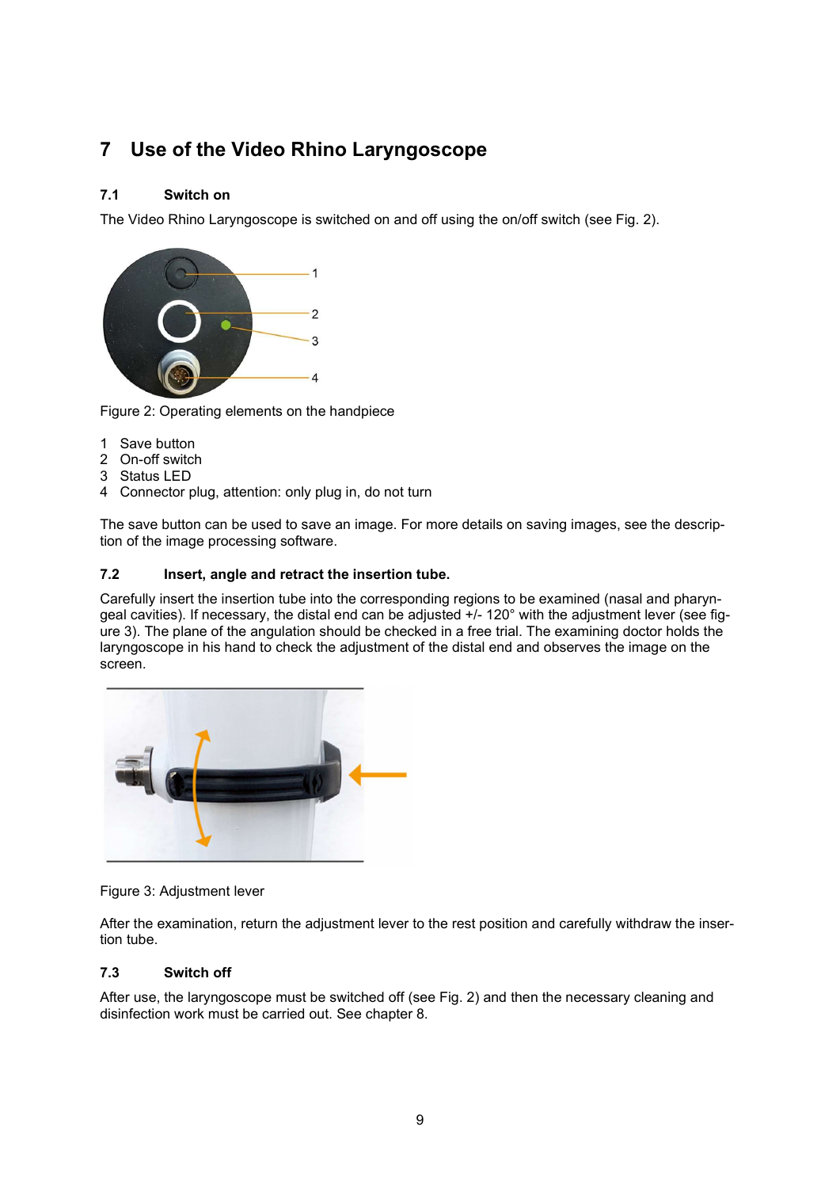# 7 Use of the Video Rhino Laryngoscope

## 7.1 Switch on

The Video Rhino Laryngoscope is switched on and off using the on/off switch (see Fig. 2).

Figure 2: Operating elements on the handpiece

1. Save button
2. On-off switch
3. Status LED
4. Connector plug, attention: only plug in, do not turn

The save button can be used to save an image. For more details on saving images, see the description of the image processing software.

## 7.2 Insert, angle and retract the insertion tube.

Carefully insert the insertion tube into the corresponding regions to be examined (nasal and pharyngeal cavities). If necessary, the distal end can be adjusted +/- 120° with the adjustment lever (see figure 3). The plane of the angulation should be checked in a free trial. The examining doctor holds the laryngoscope in his hand to check the adjustment of the distal end and observes the image on the screen.

Figure 3: Adjustment lever

After the examination, return the adjustment lever to the rest position and carefully withdraw the insertion tube.

## 7.3 Switch off

After use, the laryngoscope must be switched off (see Fig. 2) and then the necessary cleaning and disinfection work must be carried out. See chapter 8.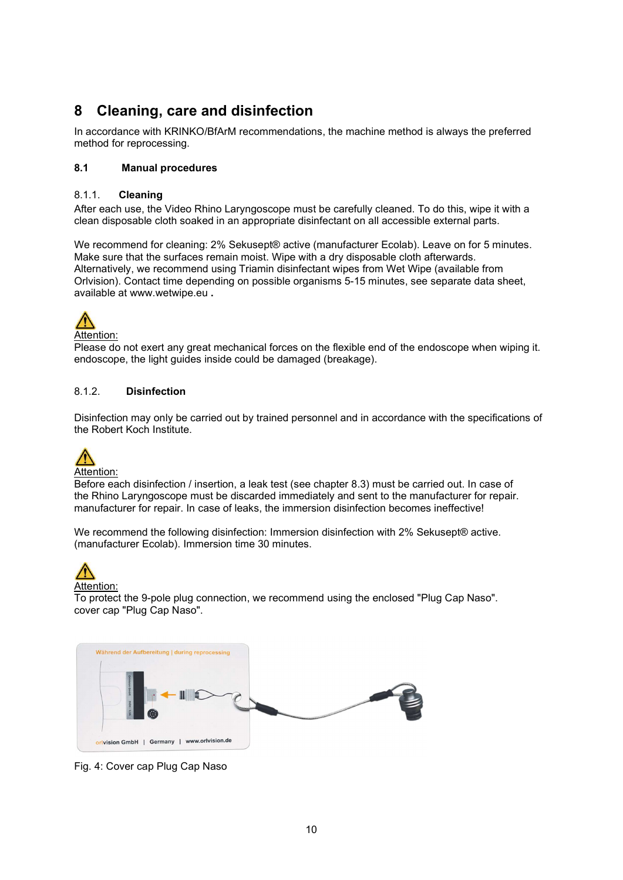# 8 Cleaning, care and disinfection

In accordance with KRINKO/BfArM recommendations, the machine method is always the preferred method for reprocessing.

## 8.1 Manual procedures

### 8.1.1. Cleaning

After each use, the Video Rhino Laryngoscope must be carefully cleaned. To do this, wipe it with a clean disposable cloth soaked in an appropriate disinfectant on all accessible external parts.

We recommend for cleaning: 2% Sekusept® active (manufacturer Ecolab). Leave on for 5 minutes. Make sure that the surfaces remain moist. Wipe with a dry disposable cloth afterwards. Alternatively, we recommend using Triamin disinfectant wipes from Wet Wipe (available from Orlvision). Contact time depending on possible organisms 5-15 minutes, see separate data sheet, available at www.wetwipe.eu **.**

⚠
Attention:
Please do not exert any great mechanical forces on the flexible end of the endoscope when wiping it. endoscope, the light guides inside could be damaged (breakage).

### 8.1.2. Disinfection

Disinfection may only be carried out by trained personnel and in accordance with the specifications of the Robert Koch Institute.

⚠
Attention:
Before each disinfection / insertion, a leak test (see chapter 8.3) must be carried out. In case of the Rhino Laryngoscope must be discarded immediately and sent to the manufacturer for repair. manufacturer for repair. In case of leaks, the immersion disinfection becomes ineffective!

We recommend the following disinfection: Immersion disinfection with 2% Sekusept® active. (manufacturer Ecolab). Immersion time 30 minutes.

⚠
Attention:
To protect the 9-pole plug connection, we recommend using the enclosed "Plug Cap Naso". cover cap "Plug Cap Naso".

Fig. 4: Cover cap Plug Cap Naso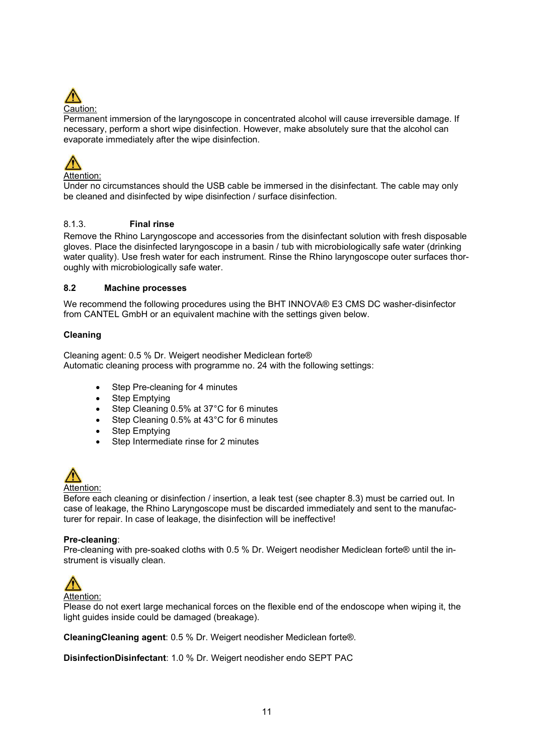⚠ Caution:

Permanent immersion of the laryngoscope in concentrated alcohol will cause irreversible damage. If necessary, perform a short wipe disinfection. However, make absolutely sure that the alcohol can evaporate immediately after the wipe disinfection.

⚠ Attention:

Under no circumstances should the USB cable be immersed in the disinfectant. The cable may only be cleaned and disinfected by wipe disinfection / surface disinfection.

#### 8.1.3. **Final rinse**

Remove the Rhino Laryngoscope and accessories from the disinfectant solution with fresh disposable gloves. Place the disinfected laryngoscope in a basin / tub with microbiologically safe water (drinking water quality). Use fresh water for each instrument. Rinse the Rhino laryngoscope outer surfaces thoroughly with microbiologically safe water.

### 8.2 Machine processes

We recommend the following procedures using the BHT INNOVA® E3 CMS DC washer-disinfector from CANTEL GmbH or an equivalent machine with the settings given below.

**Cleaning**

Cleaning agent: 0.5 % Dr. Weigert neodisher Mediclean forte®
Automatic cleaning process with programme no. 24 with the following settings:

- Step Pre-cleaning for 4 minutes
- Step Emptying
- Step Cleaning 0.5% at 37°C for 6 minutes
- Step Cleaning 0.5% at 43°C for 6 minutes
- Step Emptying
- Step Intermediate rinse for 2 minutes

⚠ Attention:

Before each cleaning or disinfection / insertion, a leak test (see chapter 8.3) must be carried out. In case of leakage, the Rhino Laryngoscope must be discarded immediately and sent to the manufacturer for repair. In case of leakage, the disinfection will be ineffective!

**Pre-cleaning**:
Pre-cleaning with pre-soaked cloths with 0.5 % Dr. Weigert neodisher Mediclean forte® until the instrument is visually clean.

⚠ Attention:

Please do not exert large mechanical forces on the flexible end of the endoscope when wiping it, the light guides inside could be damaged (breakage).

**CleaningCleaning agent**: 0.5 % Dr. Weigert neodisher Mediclean forte®.

**DisinfectionDisinfectant**: 1.0 % Dr. Weigert neodisher endo SEPT PAC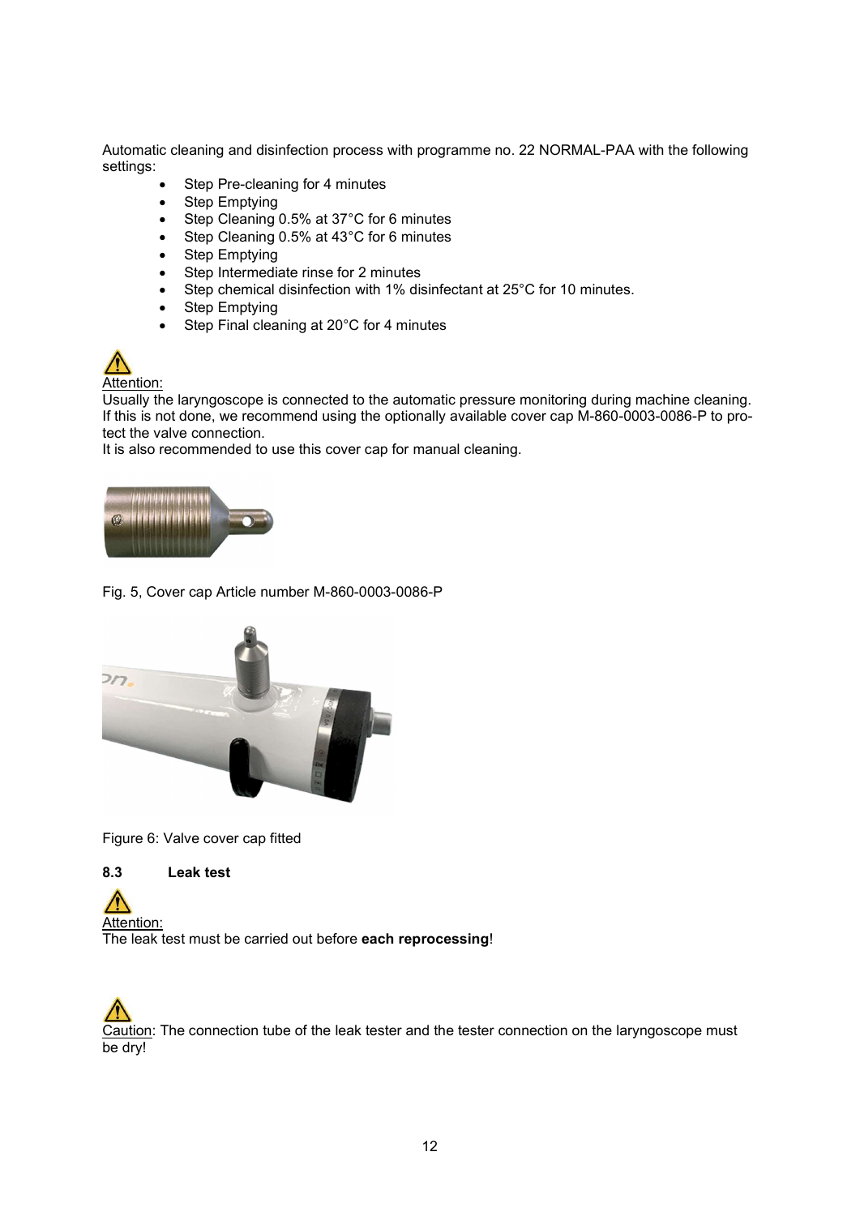Automatic cleaning and disinfection process with programme no. 22 NORMAL-PAA with the following settings:

- Step Pre-cleaning for 4 minutes
- Step Emptying
- Step Cleaning 0.5% at 37°C for 6 minutes
- Step Cleaning 0.5% at 43°C for 6 minutes
- Step Emptying
- Step Intermediate rinse for 2 minutes
- Step chemical disinfection with 1% disinfectant at 25°C for 10 minutes.
- Step Emptying
- Step Final cleaning at 20°C for 4 minutes

Attention:
Usually the laryngoscope is connected to the automatic pressure monitoring during machine cleaning. If this is not done, we recommend using the optionally available cover cap M-860-0003-0086-P to protect the valve connection.
It is also recommended to use this cover cap for manual cleaning.

Fig. 5, Cover cap Article number M-860-0003-0086-P

Figure 6: Valve cover cap fitted

### 8.3 Leak test

Attention:
The leak test must be carried out before **each reprocessing**!

Caution: The connection tube of the leak tester and the tester connection on the laryngoscope must be dry!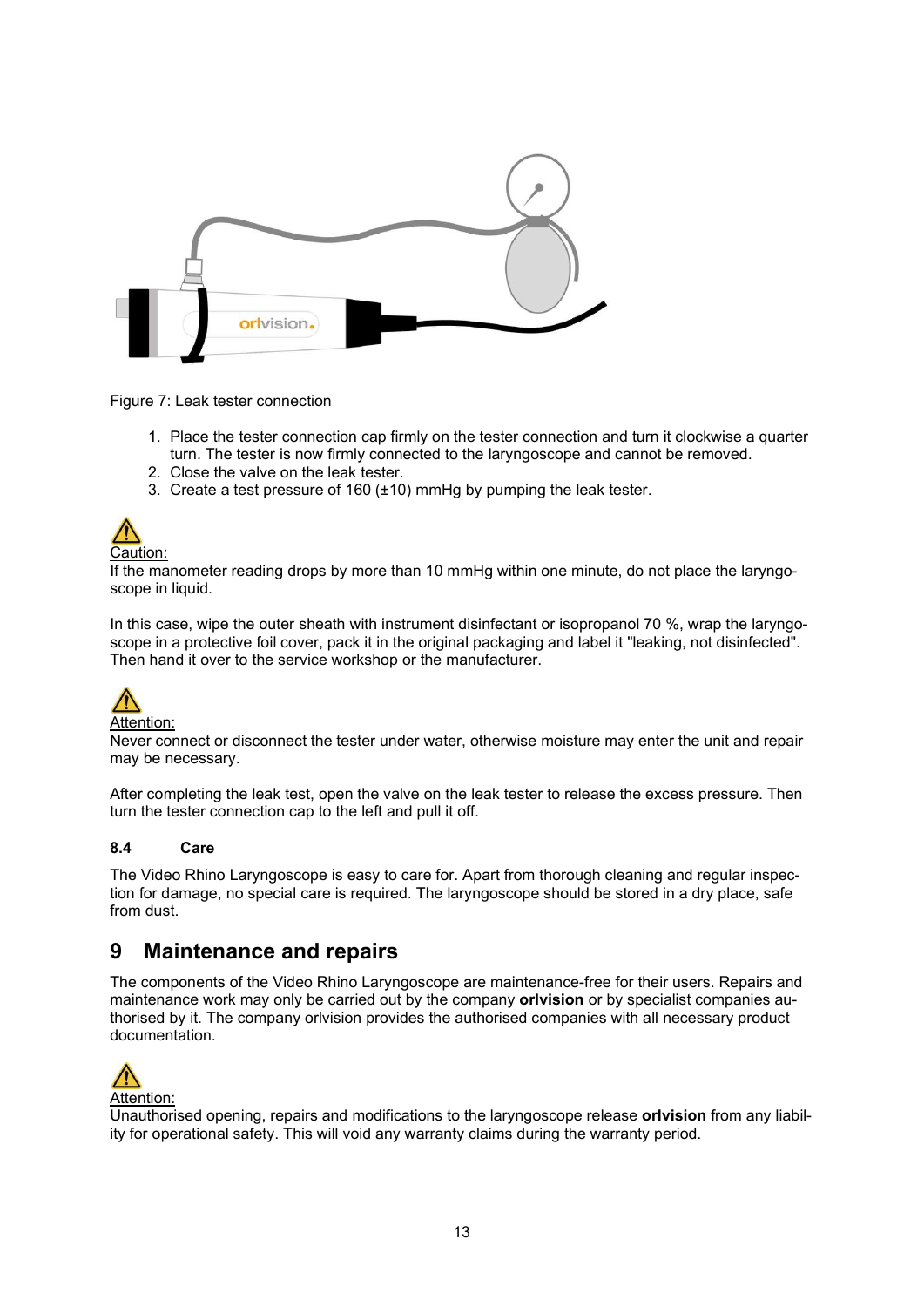Figure 7: Leak tester connection

1. Place the tester connection cap firmly on the tester connection and turn it clockwise a quarter turn. The tester is now firmly connected to the laryngoscope and cannot be removed.
2. Close the valve on the leak tester.
3. Create a test pressure of 160 (±10) mmHg by pumping the leak tester.

⚠ Caution:
If the manometer reading drops by more than 10 mmHg within one minute, do not place the laryngoscope in liquid.

In this case, wipe the outer sheath with instrument disinfectant or isopropanol 70 %, wrap the laryngoscope in a protective foil cover, pack it in the original packaging and label it "leaking, not disinfected". Then hand it over to the service workshop or the manufacturer.

⚠ Attention:
Never connect or disconnect the tester under water, otherwise moisture may enter the unit and repair may be necessary.

After completing the leak test, open the valve on the leak tester to release the excess pressure. Then turn the tester connection cap to the left and pull it off.

### 8.4 Care

The Video Rhino Laryngoscope is easy to care for. Apart from thorough cleaning and regular inspection for damage, no special care is required. The laryngoscope should be stored in a dry place, safe from dust.

## 9 Maintenance and repairs

The components of the Video Rhino Laryngoscope are maintenance-free for their users. Repairs and maintenance work may only be carried out by the company **orlvision** or by specialist companies authorised by it. The company orlvision provides the authorised companies with all necessary product documentation.

⚠ Attention:
Unauthorised opening, repairs and modifications to the laryngoscope release **orlvision** from any liability for operational safety. This will void any warranty claims during the warranty period.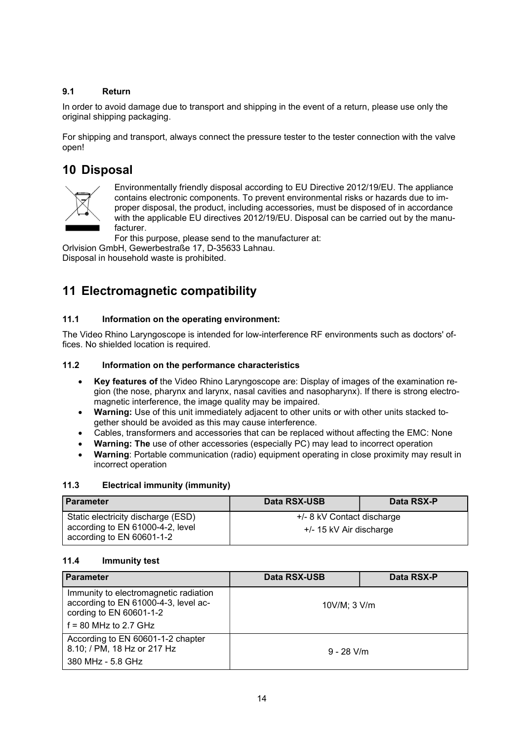### 9.1 Return

In order to avoid damage due to transport and shipping in the event of a return, please use only the original shipping packaging.

For shipping and transport, always connect the pressure tester to the tester connection with the valve open!

## 10 Disposal

Environmentally friendly disposal according to EU Directive 2012/19/EU. The appliance contains electronic components. To prevent environmental risks or hazards due to improper disposal, the product, including accessories, must be disposed of in accordance with the applicable EU directives 2012/19/EU. Disposal can be carried out by the manufacturer.

For this purpose, please send to the manufacturer at:
Orlvision GmbH, Gewerbestraße 17, D-35633 Lahnau.
Disposal in household waste is prohibited.

## 11 Electromagnetic compatibility

### 11.1 Information on the operating environment:

The Video Rhino Laryngoscope is intended for low-interference RF environments such as doctors' offices. No shielded location is required.

### 11.2 Information on the performance characteristics

- **Key features of** the Video Rhino Laryngoscope are: Display of images of the examination region (the nose, pharynx and larynx, nasal cavities and nasopharynx). If there is strong electromagnetic interference, the image quality may be impaired.
- **Warning:** Use of this unit immediately adjacent to other units or with other units stacked together should be avoided as this may cause interference.
- Cables, transformers and accessories that can be replaced without affecting the EMC: None
- **Warning: The** use of other accessories (especially PC) may lead to incorrect operation
- **Warning**: Portable communication (radio) equipment operating in close proximity may result in incorrect operation

### 11.3 Electrical immunity (immunity)

| Parameter | Data RSX-USB | Data RSX-P |
|---|---|---|
| Static electricity discharge (ESD) according to EN 61000-4-2, level according to EN 60601-1-2 | +/- 8 kV Contact discharge<br>+/- 15 kV Air discharge | |

### 11.4 Immunity test

| Parameter | Data RSX-USB | Data RSX-P |
|---|---|---|
| Immunity to electromagnetic radiation according to EN 61000-4-3, level according to EN 60601-1-2<br>f = 80 MHz to 2.7 GHz | 10V/M; 3 V/m | |
| According to EN 60601-1-2 chapter 8.10; / PM, 18 Hz or 217 Hz<br>380 MHz - 5.8 GHz | 9 - 28 V/m | |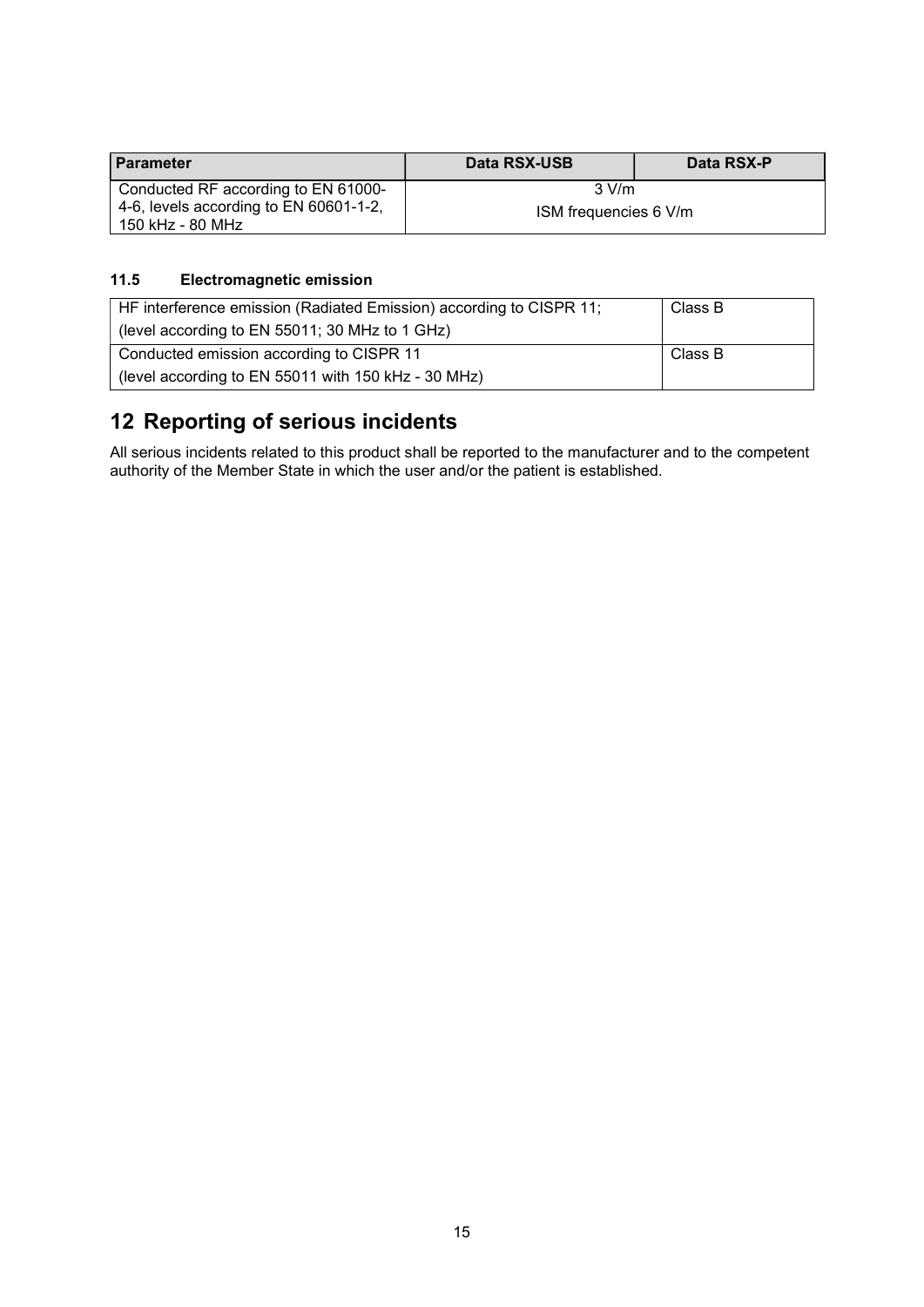| Parameter | Data RSX-USB | Data RSX-P |
|---|---|---|
| Conducted RF according to EN 61000-4-6, levels according to EN 60601-1-2, 150 kHz - 80 MHz | 3 V/m<br>ISM frequencies 6 V/m | |

### 11.5 Electromagnetic emission

| | |
|---|---|
| HF interference emission (Radiated Emission) according to CISPR 11;<br>(level according to EN 55011; 30 MHz to 1 GHz) | Class B |
| Conducted emission according to CISPR 11<br>(level according to EN 55011 with 150 kHz - 30 MHz) | Class B |

## 12 Reporting of serious incidents

All serious incidents related to this product shall be reported to the manufacturer and to the competent authority of the Member State in which the user and/or the patient is established.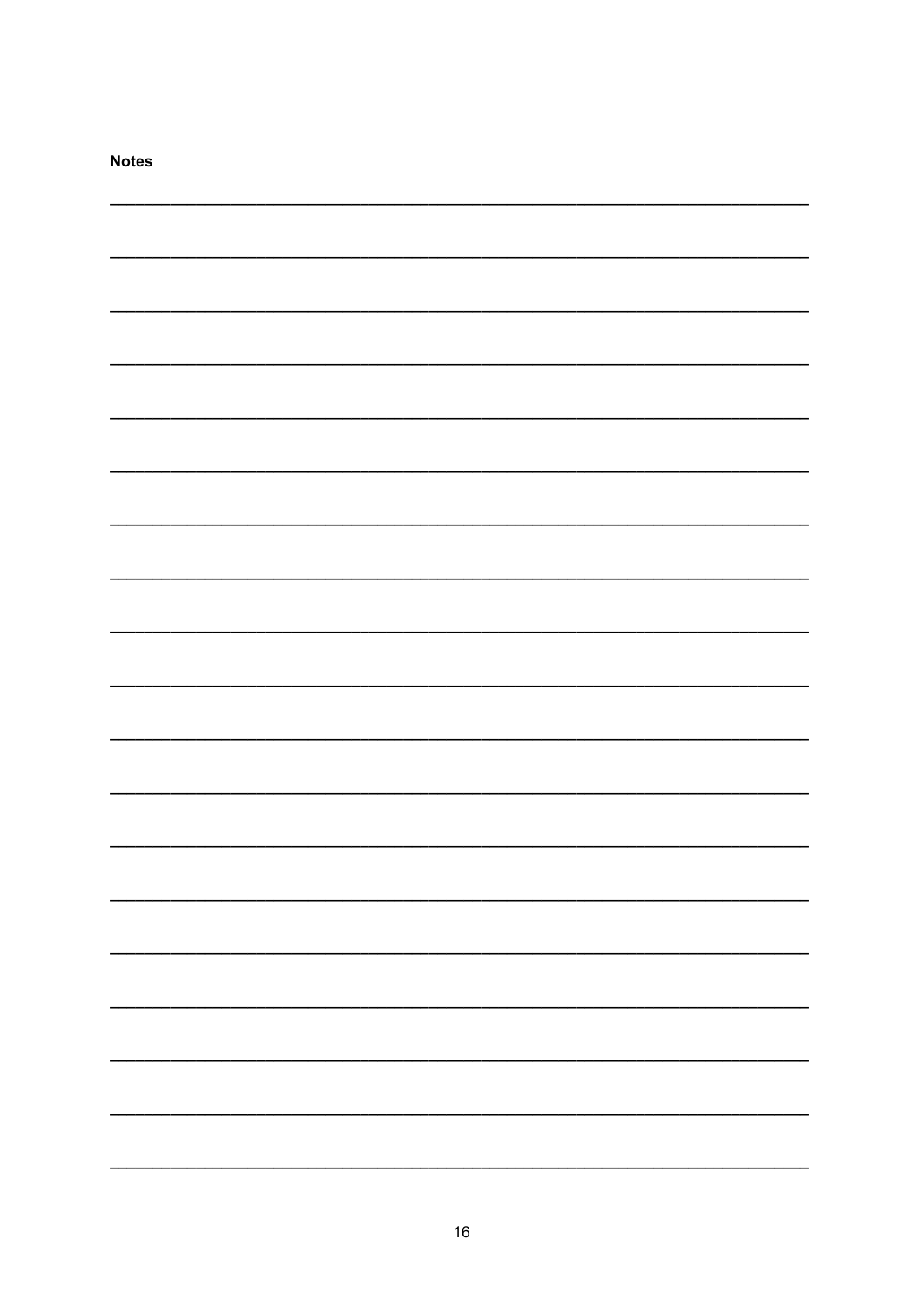**Notes**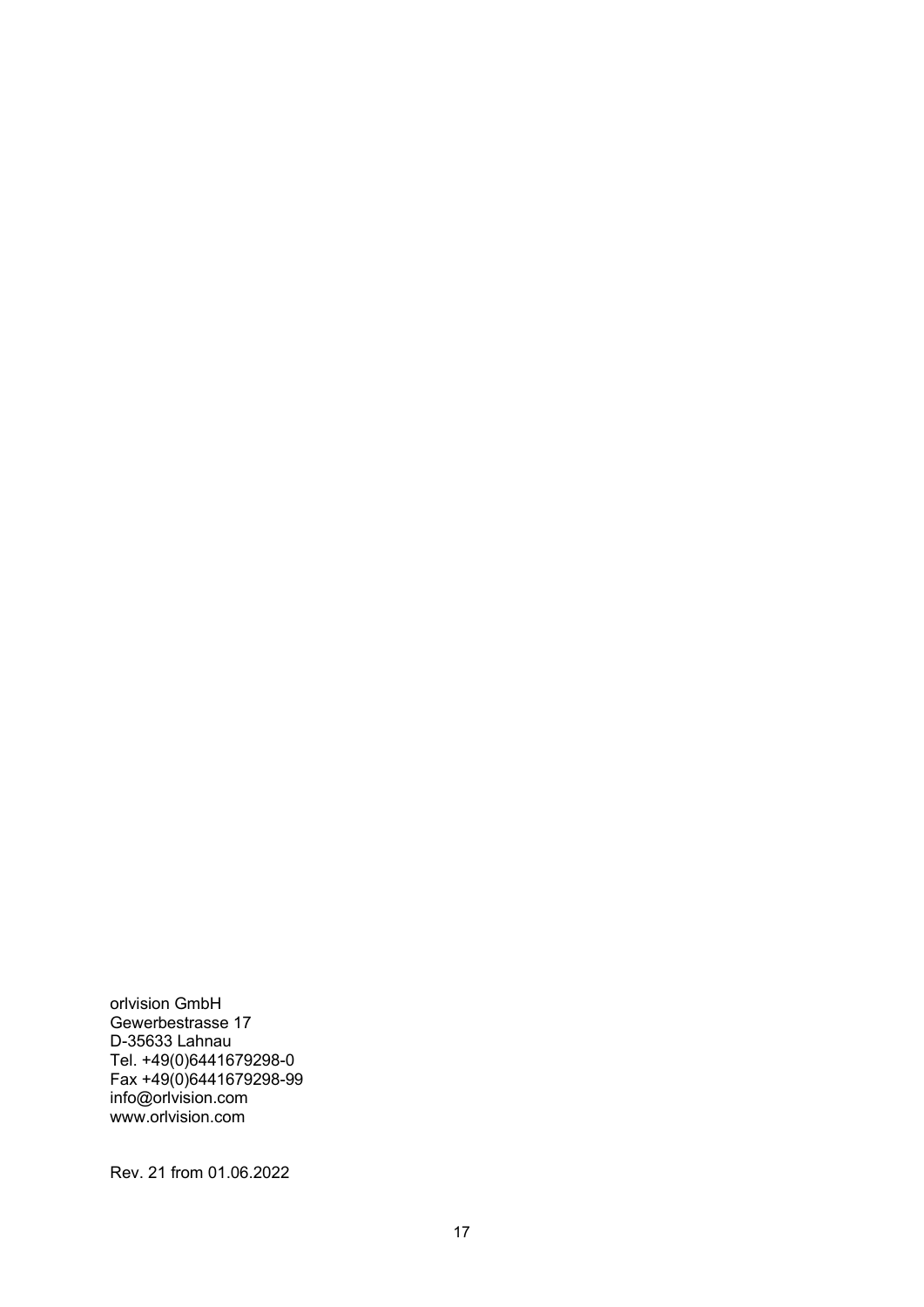orlvision GmbH
Gewerbestrasse 17
D-35633 Lahnau
Tel. +49(0)6441679298-0
Fax +49(0)6441679298-99
info@orlvision.com
www.orlvision.com

Rev. 21 from 01.06.2022